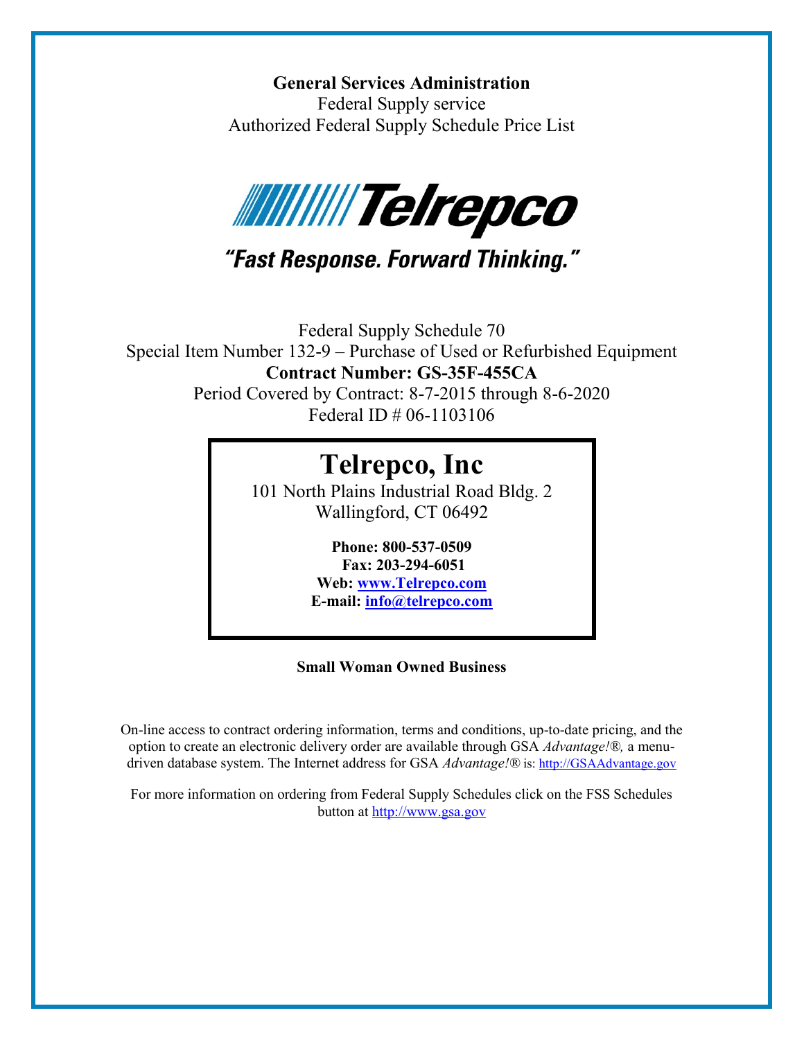**General Services Administration**

Federal Supply service

Authorized Federal Supply Schedule Price List

Telrepco

*"Fast Response. Forward Thinking."*

Federal Supply Schedule 70

Special Item Number 132-9 – Purchase of Used or Refurbished Equipment

**Contract Number: GS-35F-455CA**

Period Covered by Contract: 8-7-2015 through 8-6-2020

Federal ID # 06-1103106

# Telrepco, Inc

101 North Plains Industrial Road Bldg. 2

Wallingford, CT 06492

**Phone: 800-537-0509**

**Fax: 203-294-6051**

**Web: www.Telrepco.com**

**E-mail: info@telrepco.com**

**Small Woman Owned Business**

On-line access to contract ordering information, terms and conditions, up-to-date pricing, and the option to create an electronic delivery order are available through GSA *Advantage!*®, a menu-driven database system. The Internet address for GSA *Advantage!*® is: http://GSAAdvantage.gov

For more information on ordering from Federal Supply Schedules click on the FSS Schedules button at http://www.gsa.gov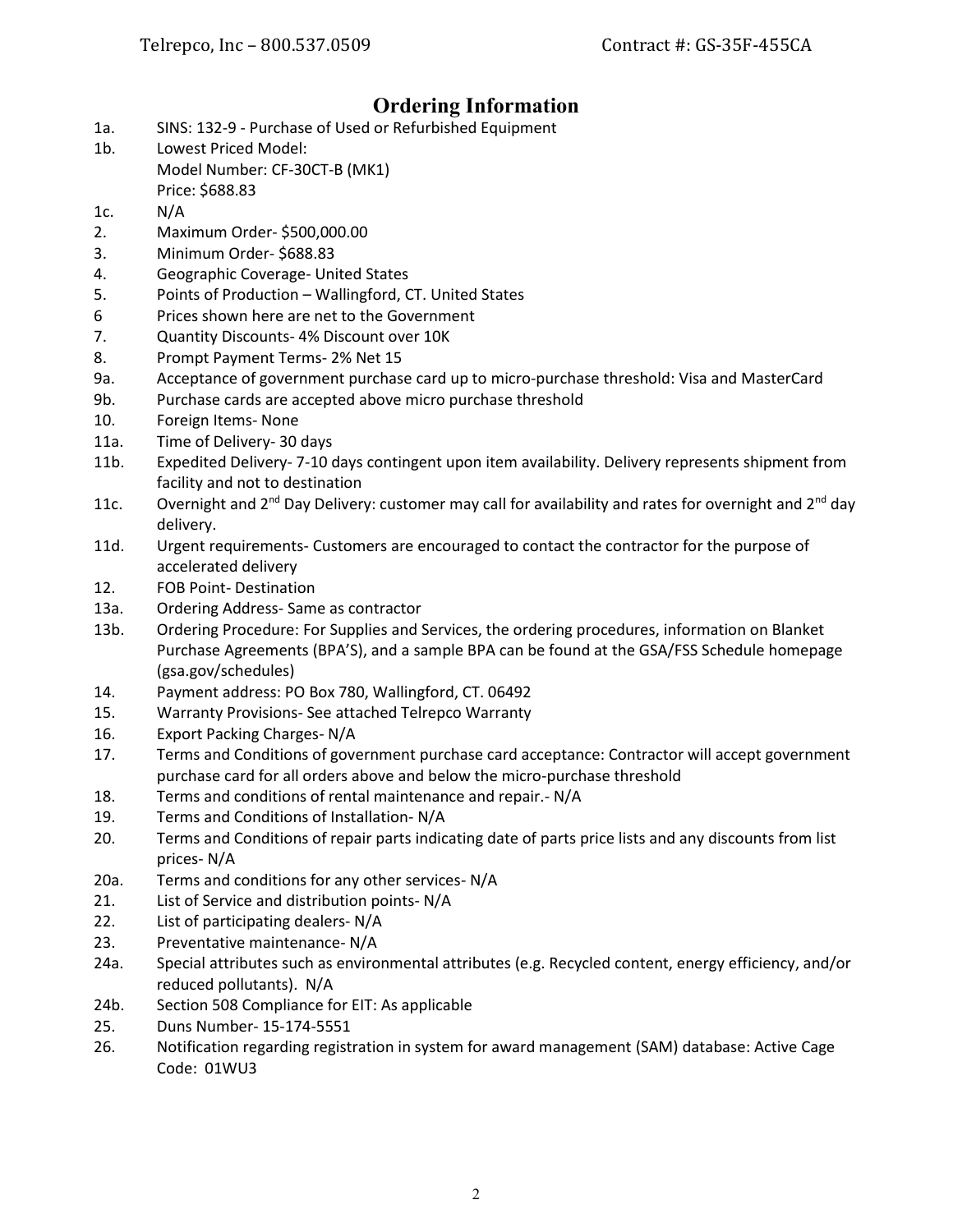# Ordering Information

1a. SINS: 132-9 - Purchase of Used or Refurbished Equipment

1b. Lowest Priced Model:
    Model Number: CF-30CT-B (MK1)
    Price: $688.83

1c. N/A

2. Maximum Order- $500,000.00

3. Minimum Order- $688.83

4. Geographic Coverage- United States

5. Points of Production – Wallingford, CT. United States

6 Prices shown here are net to the Government

7. Quantity Discounts- 4% Discount over 10K

8. Prompt Payment Terms- 2% Net 15

9a. Acceptance of government purchase card up to micro-purchase threshold: Visa and MasterCard

9b. Purchase cards are accepted above micro purchase threshold

10. Foreign Items- None

11a. Time of Delivery- 30 days

11b. Expedited Delivery- 7-10 days contingent upon item availability. Delivery represents shipment from facility and not to destination

11c. Overnight and 2nd Day Delivery: customer may call for availability and rates for overnight and 2nd day delivery.

11d. Urgent requirements- Customers are encouraged to contact the contractor for the purpose of accelerated delivery

12. FOB Point- Destination

13a. Ordering Address- Same as contractor

13b. Ordering Procedure: For Supplies and Services, the ordering procedures, information on Blanket Purchase Agreements (BPA'S), and a sample BPA can be found at the GSA/FSS Schedule homepage (gsa.gov/schedules)

14. Payment address: PO Box 780, Wallingford, CT. 06492

15. Warranty Provisions- See attached Telrepco Warranty

16. Export Packing Charges- N/A

17. Terms and Conditions of government purchase card acceptance: Contractor will accept government purchase card for all orders above and below the micro-purchase threshold

18. Terms and conditions of rental maintenance and repair.- N/A

19. Terms and Conditions of Installation- N/A

20. Terms and Conditions of repair parts indicating date of parts price lists and any discounts from list prices- N/A

20a. Terms and conditions for any other services- N/A

21. List of Service and distribution points- N/A

22. List of participating dealers- N/A

23. Preventative maintenance- N/A

24a. Special attributes such as environmental attributes (e.g. Recycled content, energy efficiency, and/or reduced pollutants). N/A

24b. Section 508 Compliance for EIT: As applicable

25. Duns Number- 15-174-5551

26. Notification regarding registration in system for award management (SAM) database: Active Cage Code: 01WU3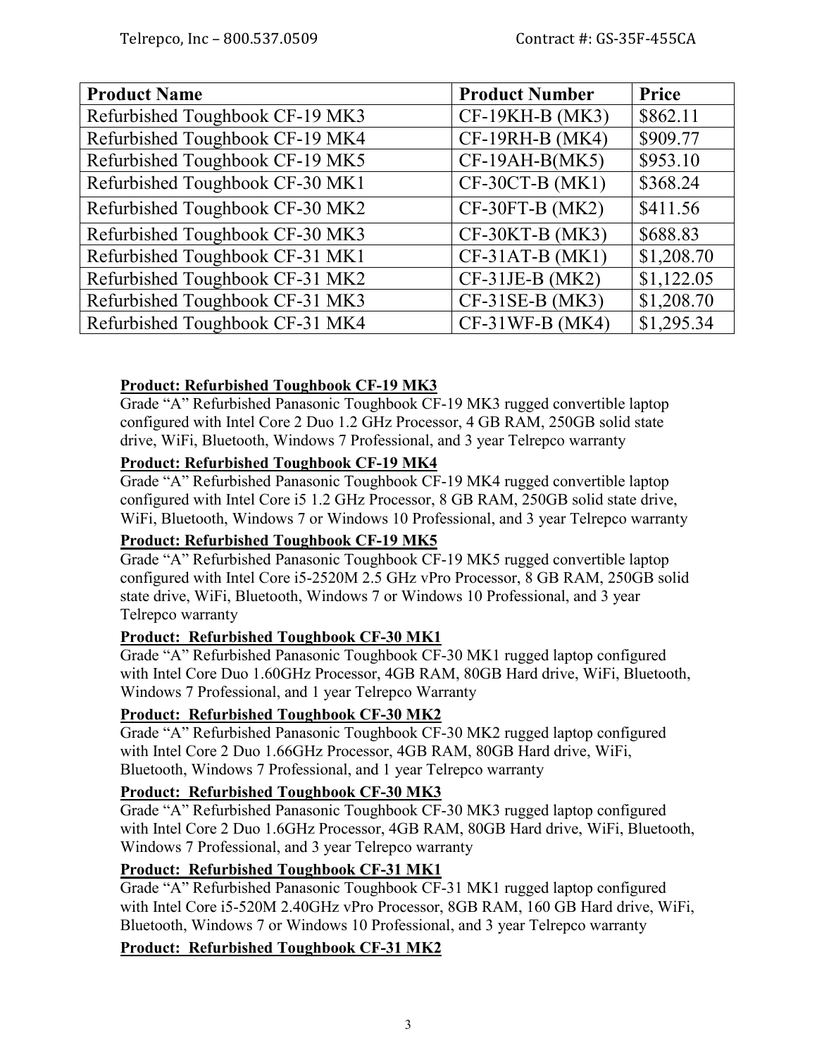| Product Name | Product Number | Price |
|---|---|---|
| Refurbished Toughbook CF-19 MK3 | CF-19KH-B (MK3) | $862.11 |
| Refurbished Toughbook CF-19 MK4 | CF-19RH-B (MK4) | $909.77 |
| Refurbished Toughbook CF-19 MK5 | CF-19AH-B(MK5) | $953.10 |
| Refurbished Toughbook CF-30 MK1 | CF-30CT-B (MK1) | $368.24 |
| Refurbished Toughbook CF-30 MK2 | CF-30FT-B (MK2) | $411.56 |
| Refurbished Toughbook CF-30 MK3 | CF-30KT-B (MK3) | $688.83 |
| Refurbished Toughbook CF-31 MK1 | CF-31AT-B (MK1) | $1,208.70 |
| Refurbished Toughbook CF-31 MK2 | CF-31JE-B (MK2) | $1,122.05 |
| Refurbished Toughbook CF-31 MK3 | CF-31SE-B (MK3) | $1,208.70 |
| Refurbished Toughbook CF-31 MK4 | CF-31WF-B (MK4) | $1,295.34 |

**Product: Refurbished Toughbook CF-19 MK3**

Grade "A" Refurbished Panasonic Toughbook CF-19 MK3 rugged convertible laptop configured with Intel Core 2 Duo 1.2 GHz Processor, 4 GB RAM, 250GB solid state drive, WiFi, Bluetooth, Windows 7 Professional, and 3 year Telrepco warranty

**Product: Refurbished Toughbook CF-19 MK4**

Grade "A" Refurbished Panasonic Toughbook CF-19 MK4 rugged convertible laptop configured with Intel Core i5 1.2 GHz Processor, 8 GB RAM, 250GB solid state drive, WiFi, Bluetooth, Windows 7 or Windows 10 Professional, and 3 year Telrepco warranty

**Product: Refurbished Toughbook CF-19 MK5**

Grade "A" Refurbished Panasonic Toughbook CF-19 MK5 rugged convertible laptop configured with Intel Core i5-2520M 2.5 GHz vPro Processor, 8 GB RAM, 250GB solid state drive, WiFi, Bluetooth, Windows 7 or Windows 10 Professional, and 3 year Telrepco warranty

**Product: Refurbished Toughbook CF-30 MK1**

Grade "A" Refurbished Panasonic Toughbook CF-30 MK1 rugged laptop configured with Intel Core Duo 1.60GHz Processor, 4GB RAM, 80GB Hard drive, WiFi, Bluetooth, Windows 7 Professional, and 1 year Telrepco Warranty

**Product: Refurbished Toughbook CF-30 MK2**

Grade "A" Refurbished Panasonic Toughbook CF-30 MK2 rugged laptop configured with Intel Core 2 Duo 1.66GHz Processor, 4GB RAM, 80GB Hard drive, WiFi, Bluetooth, Windows 7 Professional, and 1 year Telrepco warranty

**Product: Refurbished Toughbook CF-30 MK3**

Grade "A" Refurbished Panasonic Toughbook CF-30 MK3 rugged laptop configured with Intel Core 2 Duo 1.6GHz Processor, 4GB RAM, 80GB Hard drive, WiFi, Bluetooth, Windows 7 Professional, and 3 year Telrepco warranty

**Product: Refurbished Toughbook CF-31 MK1**

Grade "A" Refurbished Panasonic Toughbook CF-31 MK1 rugged laptop configured with Intel Core i5-520M 2.40GHz vPro Processor, 8GB RAM, 160 GB Hard drive, WiFi, Bluetooth, Windows 7 or Windows 10 Professional, and 3 year Telrepco warranty

**Product: Refurbished Toughbook CF-31 MK2**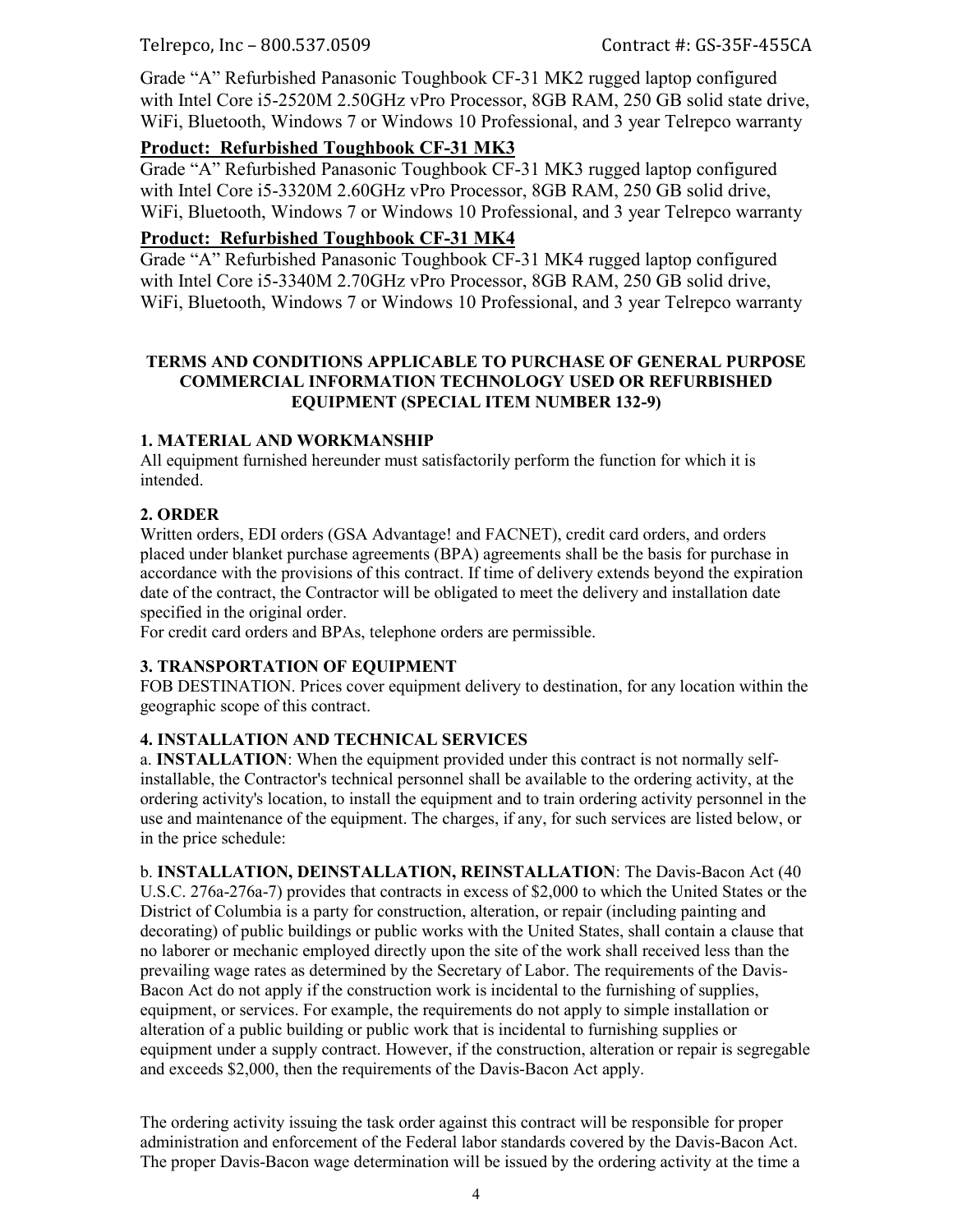Grade “A” Refurbished Panasonic Toughbook CF-31 MK2 rugged laptop configured with Intel Core i5-2520M 2.50GHz vPro Processor, 8GB RAM, 250 GB solid state drive, WiFi, Bluetooth, Windows 7 or Windows 10 Professional, and 3 year Telrepco warranty

**Product: Refurbished Toughbook CF-31 MK3**

Grade “A” Refurbished Panasonic Toughbook CF-31 MK3 rugged laptop configured with Intel Core i5-3320M 2.60GHz vPro Processor, 8GB RAM, 250 GB solid drive, WiFi, Bluetooth, Windows 7 or Windows 10 Professional, and 3 year Telrepco warranty

**Product: Refurbished Toughbook CF-31 MK4**

Grade “A” Refurbished Panasonic Toughbook CF-31 MK4 rugged laptop configured with Intel Core i5-3340M 2.70GHz vPro Processor, 8GB RAM, 250 GB solid drive, WiFi, Bluetooth, Windows 7 or Windows 10 Professional, and 3 year Telrepco warranty

## TERMS AND CONDITIONS APPLICABLE TO PURCHASE OF GENERAL PURPOSE COMMERCIAL INFORMATION TECHNOLOGY USED OR REFURBISHED EQUIPMENT (SPECIAL ITEM NUMBER 132-9)

### 1. MATERIAL AND WORKMANSHIP

All equipment furnished hereunder must satisfactorily perform the function for which it is intended.

### 2. ORDER

Written orders, EDI orders (GSA Advantage! and FACNET), credit card orders, and orders placed under blanket purchase agreements (BPA) agreements shall be the basis for purchase in accordance with the provisions of this contract. If time of delivery extends beyond the expiration date of the contract, the Contractor will be obligated to meet the delivery and installation date specified in the original order.

For credit card orders and BPAs, telephone orders are permissible.

### 3. TRANSPORTATION OF EQUIPMENT

FOB DESTINATION. Prices cover equipment delivery to destination, for any location within the geographic scope of this contract.

### 4. INSTALLATION AND TECHNICAL SERVICES

a. **INSTALLATION**: When the equipment provided under this contract is not normally self-installable, the Contractor's technical personnel shall be available to the ordering activity, at the ordering activity's location, to install the equipment and to train ordering activity personnel in the use and maintenance of the equipment. The charges, if any, for such services are listed below, or in the price schedule:

b. **INSTALLATION, DEINSTALLATION, REINSTALLATION**: The Davis-Bacon Act (40 U.S.C. 276a-276a-7) provides that contracts in excess of $2,000 to which the United States or the District of Columbia is a party for construction, alteration, or repair (including painting and decorating) of public buildings or public works with the United States, shall contain a clause that no laborer or mechanic employed directly upon the site of the work shall received less than the prevailing wage rates as determined by the Secretary of Labor. The requirements of the Davis-Bacon Act do not apply if the construction work is incidental to the furnishing of supplies, equipment, or services. For example, the requirements do not apply to simple installation or alteration of a public building or public work that is incidental to furnishing supplies or equipment under a supply contract. However, if the construction, alteration or repair is segregable and exceeds $2,000, then the requirements of the Davis-Bacon Act apply.

The ordering activity issuing the task order against this contract will be responsible for proper administration and enforcement of the Federal labor standards covered by the Davis-Bacon Act. The proper Davis-Bacon wage determination will be issued by the ordering activity at the time a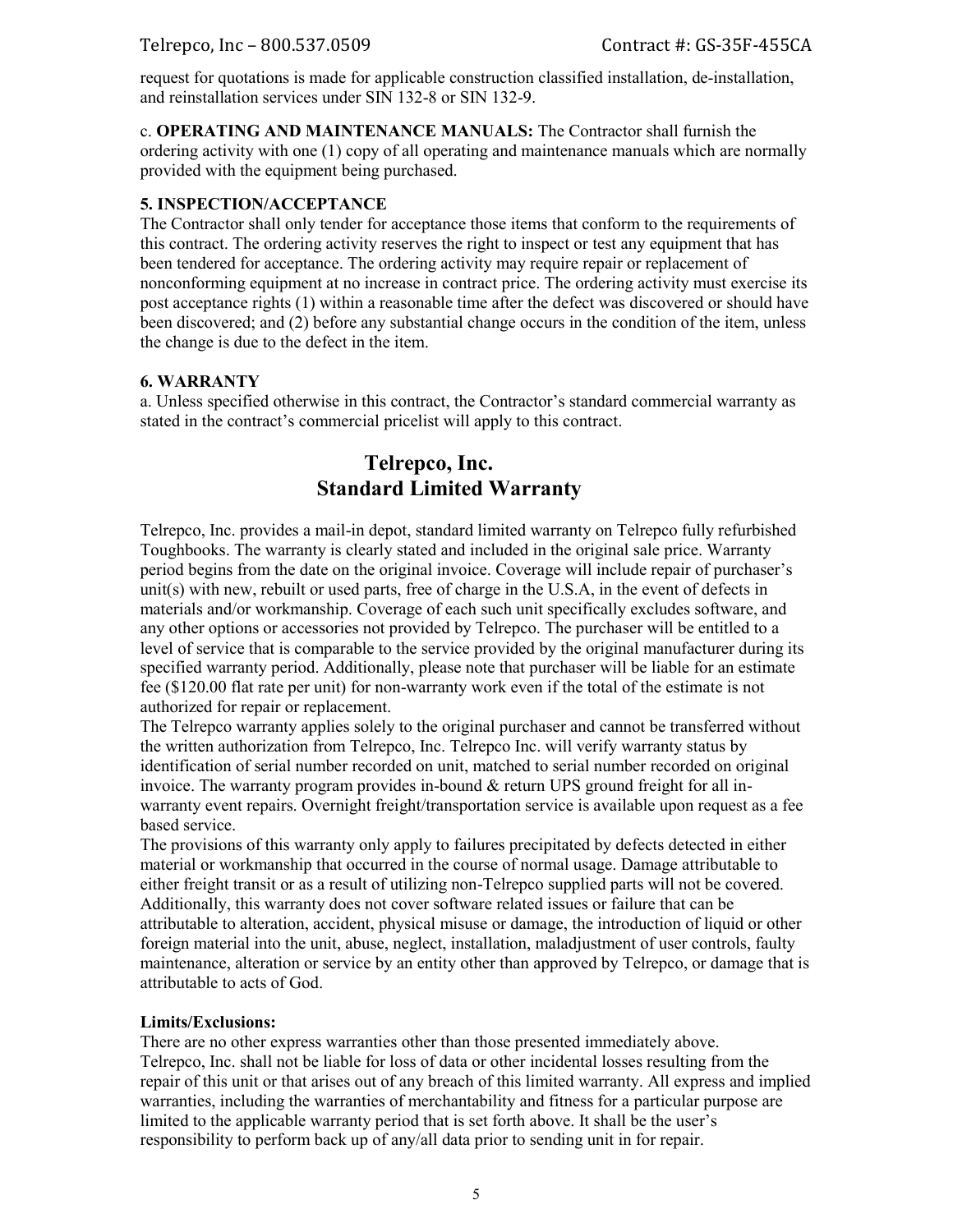request for quotations is made for applicable construction classified installation, de-installation, and reinstallation services under SIN 132-8 or SIN 132-9.

c. **OPERATING AND MAINTENANCE MANUALS:** The Contractor shall furnish the ordering activity with one (1) copy of all operating and maintenance manuals which are normally provided with the equipment being purchased.

**5. INSPECTION/ACCEPTANCE**

The Contractor shall only tender for acceptance those items that conform to the requirements of this contract. The ordering activity reserves the right to inspect or test any equipment that has been tendered for acceptance. The ordering activity may require repair or replacement of nonconforming equipment at no increase in contract price. The ordering activity must exercise its post acceptance rights (1) within a reasonable time after the defect was discovered or should have been discovered; and (2) before any substantial change occurs in the condition of the item, unless the change is due to the defect in the item.

**6. WARRANTY**

a. Unless specified otherwise in this contract, the Contractor's standard commercial warranty as stated in the contract's commercial pricelist will apply to this contract.

## Telrepco, Inc.
## Standard Limited Warranty

Telrepco, Inc. provides a mail-in depot, standard limited warranty on Telrepco fully refurbished Toughbooks. The warranty is clearly stated and included in the original sale price. Warranty period begins from the date on the original invoice. Coverage will include repair of purchaser's unit(s) with new, rebuilt or used parts, free of charge in the U.S.A, in the event of defects in materials and/or workmanship. Coverage of each such unit specifically excludes software, and any other options or accessories not provided by Telrepco. The purchaser will be entitled to a level of service that is comparable to the service provided by the original manufacturer during its specified warranty period. Additionally, please note that purchaser will be liable for an estimate fee ($120.00 flat rate per unit) for non-warranty work even if the total of the estimate is not authorized for repair or replacement.

The Telrepco warranty applies solely to the original purchaser and cannot be transferred without the written authorization from Telrepco, Inc. Telrepco Inc. will verify warranty status by identification of serial number recorded on unit, matched to serial number recorded on original invoice. The warranty program provides in-bound & return UPS ground freight for all in-warranty event repairs. Overnight freight/transportation service is available upon request as a fee based service.

The provisions of this warranty only apply to failures precipitated by defects detected in either material or workmanship that occurred in the course of normal usage. Damage attributable to either freight transit or as a result of utilizing non-Telrepco supplied parts will not be covered. Additionally, this warranty does not cover software related issues or failure that can be attributable to alteration, accident, physical misuse or damage, the introduction of liquid or other foreign material into the unit, abuse, neglect, installation, maladjustment of user controls, faulty maintenance, alteration or service by an entity other than approved by Telrepco, or damage that is attributable to acts of God.

**Limits/Exclusions:**

There are no other express warranties other than those presented immediately above. Telrepco, Inc. shall not be liable for loss of data or other incidental losses resulting from the repair of this unit or that arises out of any breach of this limited warranty. All express and implied warranties, including the warranties of merchantability and fitness for a particular purpose are limited to the applicable warranty period that is set forth above. It shall be the user's responsibility to perform back up of any/all data prior to sending unit in for repair.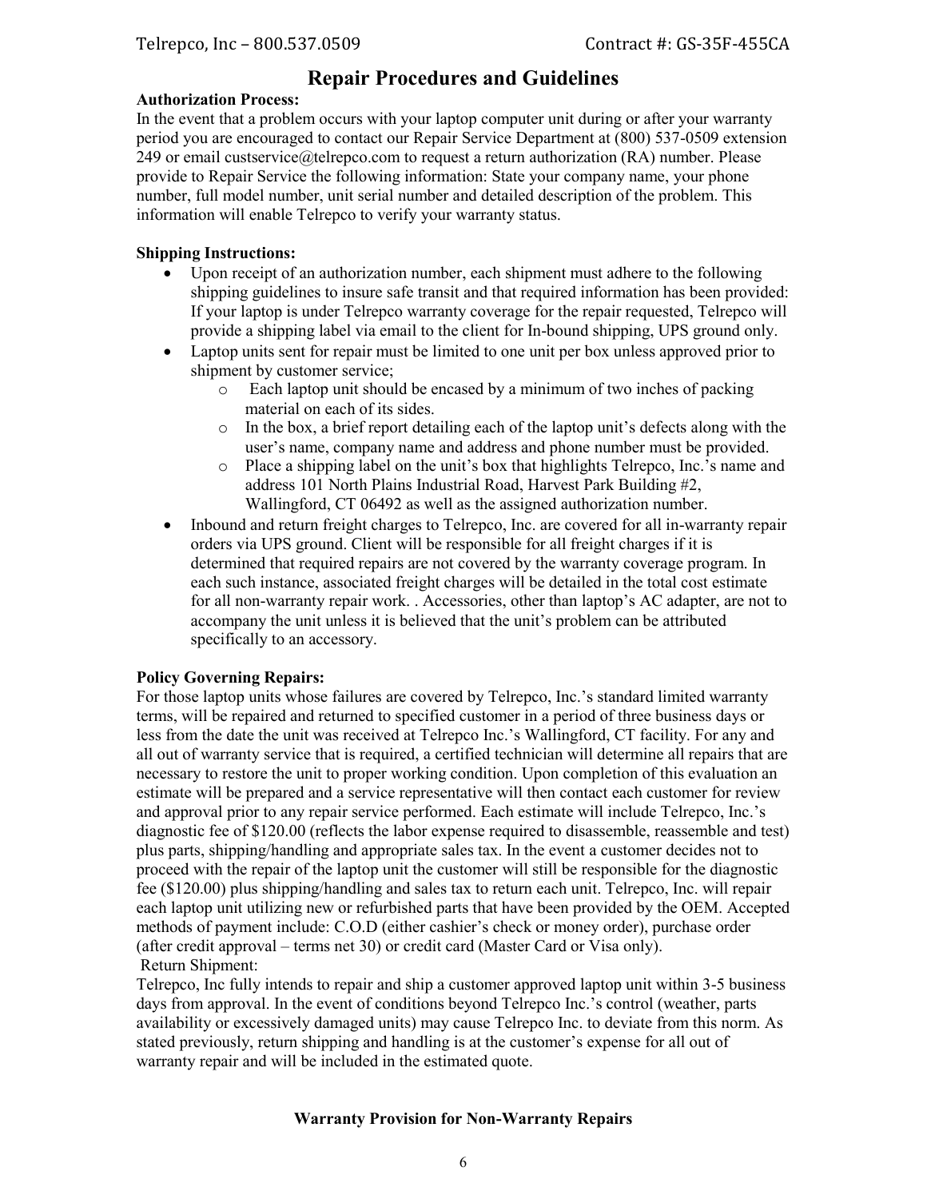# Repair Procedures and Guidelines

**Authorization Process:**

In the event that a problem occurs with your laptop computer unit during or after your warranty period you are encouraged to contact our Repair Service Department at (800) 537-0509 extension 249 or email custservice@telrepco.com to request a return authorization (RA) number. Please provide to Repair Service the following information: State your company name, your phone number, full model number, unit serial number and detailed description of the problem. This information will enable Telrepco to verify your warranty status.

**Shipping Instructions:**

- Upon receipt of an authorization number, each shipment must adhere to the following shipping guidelines to insure safe transit and that required information has been provided: If your laptop is under Telrepco warranty coverage for the repair requested, Telrepco will provide a shipping label via email to the client for In-bound shipping, UPS ground only.
- Laptop units sent for repair must be limited to one unit per box unless approved prior to shipment by customer service;
  - Each laptop unit should be encased by a minimum of two inches of packing material on each of its sides.
  - In the box, a brief report detailing each of the laptop unit's defects along with the user's name, company name and address and phone number must be provided.
  - Place a shipping label on the unit's box that highlights Telrepco, Inc.'s name and address 101 North Plains Industrial Road, Harvest Park Building #2, Wallingford, CT 06492 as well as the assigned authorization number.
- Inbound and return freight charges to Telrepco, Inc. are covered for all in-warranty repair orders via UPS ground. Client will be responsible for all freight charges if it is determined that required repairs are not covered by the warranty coverage program. In each such instance, associated freight charges will be detailed in the total cost estimate for all non-warranty repair work. . Accessories, other than laptop's AC adapter, are not to accompany the unit unless it is believed that the unit's problem can be attributed specifically to an accessory.

**Policy Governing Repairs:**

For those laptop units whose failures are covered by Telrepco, Inc.'s standard limited warranty terms, will be repaired and returned to specified customer in a period of three business days or less from the date the unit was received at Telrepco Inc.'s Wallingford, CT facility. For any and all out of warranty service that is required, a certified technician will determine all repairs that are necessary to restore the unit to proper working condition. Upon completion of this evaluation an estimate will be prepared and a service representative will then contact each customer for review and approval prior to any repair service performed. Each estimate will include Telrepco, Inc.'s diagnostic fee of $120.00 (reflects the labor expense required to disassemble, reassemble and test) plus parts, shipping/handling and appropriate sales tax. In the event a customer decides not to proceed with the repair of the laptop unit the customer will still be responsible for the diagnostic fee ($120.00) plus shipping/handling and sales tax to return each unit. Telrepco, Inc. will repair each laptop unit utilizing new or refurbished parts that have been provided by the OEM. Accepted methods of payment include: C.O.D (either cashier's check or money order), purchase order (after credit approval – terms net 30) or credit card (Master Card or Visa only).

Return Shipment:

Telrepco, Inc fully intends to repair and ship a customer approved laptop unit within 3-5 business days from approval. In the event of conditions beyond Telrepco Inc.'s control (weather, parts availability or excessively damaged units) may cause Telrepco Inc. to deviate from this norm. As stated previously, return shipping and handling is at the customer's expense for all out of warranty repair and will be included in the estimated quote.

**Warranty Provision for Non-Warranty Repairs**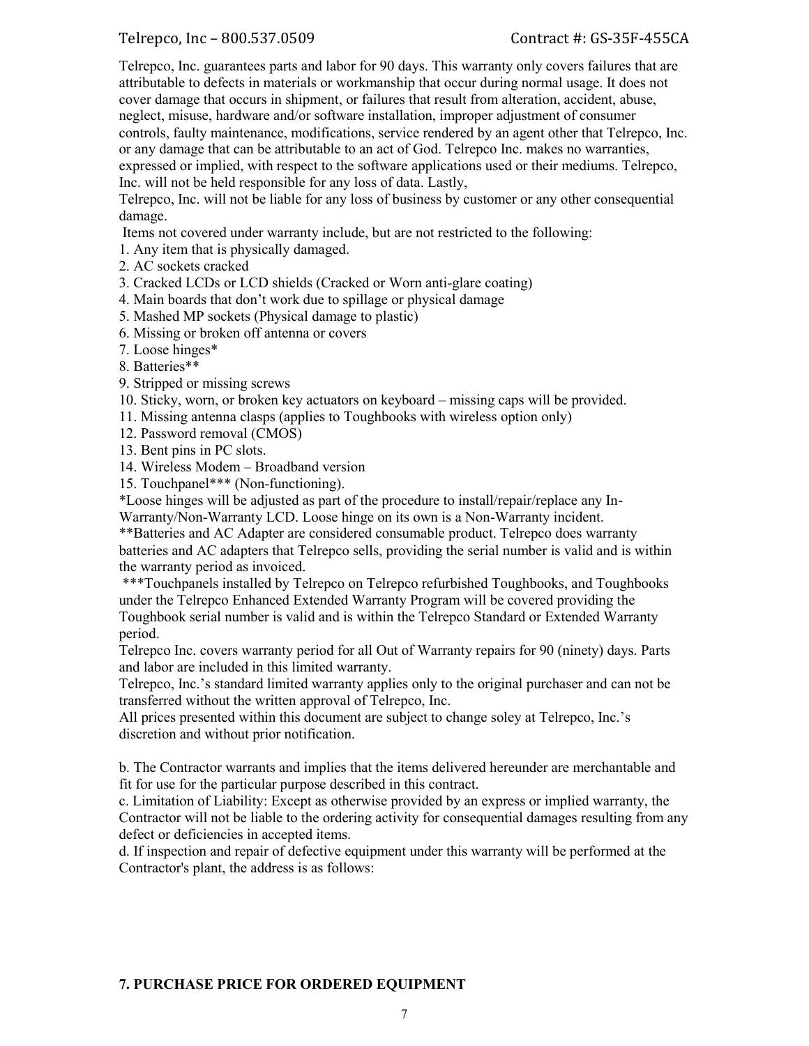Telrepco, Inc. guarantees parts and labor for 90 days. This warranty only covers failures that are attributable to defects in materials or workmanship that occur during normal usage. It does not cover damage that occurs in shipment, or failures that result from alteration, accident, abuse, neglect, misuse, hardware and/or software installation, improper adjustment of consumer controls, faulty maintenance, modifications, service rendered by an agent other that Telrepco, Inc. or any damage that can be attributable to an act of God. Telrepco Inc. makes no warranties, expressed or implied, with respect to the software applications used or their mediums. Telrepco, Inc. will not be held responsible for any loss of data. Lastly,

Telrepco, Inc. will not be liable for any loss of business by customer or any other consequential damage.

Items not covered under warranty include, but are not restricted to the following:

1. Any item that is physically damaged.
2. AC sockets cracked
3. Cracked LCDs or LCD shields (Cracked or Worn anti-glare coating)
4. Main boards that don't work due to spillage or physical damage
5. Mashed MP sockets (Physical damage to plastic)
6. Missing or broken off antenna or covers
7. Loose hinges*
8. Batteries**
9. Stripped or missing screws
10. Sticky, worn, or broken key actuators on keyboard – missing caps will be provided.
11. Missing antenna clasps (applies to Toughbooks with wireless option only)
12. Password removal (CMOS)
13. Bent pins in PC slots.
14. Wireless Modem – Broadband version
15. Touchpanel*** (Non-functioning).

*Loose hinges will be adjusted as part of the procedure to install/repair/replace any In-Warranty/Non-Warranty LCD. Loose hinge on its own is a Non-Warranty incident.

**Batteries and AC Adapter are considered consumable product. Telrepco does warranty batteries and AC adapters that Telrepco sells, providing the serial number is valid and is within the warranty period as invoiced.

***Touchpanels installed by Telrepco on Telrepco refurbished Toughbooks, and Toughbooks under the Telrepco Enhanced Extended Warranty Program will be covered providing the Toughbook serial number is valid and is within the Telrepco Standard or Extended Warranty period.

Telrepco Inc. covers warranty period for all Out of Warranty repairs for 90 (ninety) days. Parts and labor are included in this limited warranty.

Telrepco, Inc.'s standard limited warranty applies only to the original purchaser and can not be transferred without the written approval of Telrepco, Inc.

All prices presented within this document are subject to change soley at Telrepco, Inc.'s discretion and without prior notification.

b. The Contractor warrants and implies that the items delivered hereunder are merchantable and fit for use for the particular purpose described in this contract.

c. Limitation of Liability: Except as otherwise provided by an express or implied warranty, the Contractor will not be liable to the ordering activity for consequential damages resulting from any defect or deficiencies in accepted items.

d. If inspection and repair of defective equipment under this warranty will be performed at the Contractor's plant, the address is as follows:

**7. PURCHASE PRICE FOR ORDERED EQUIPMENT**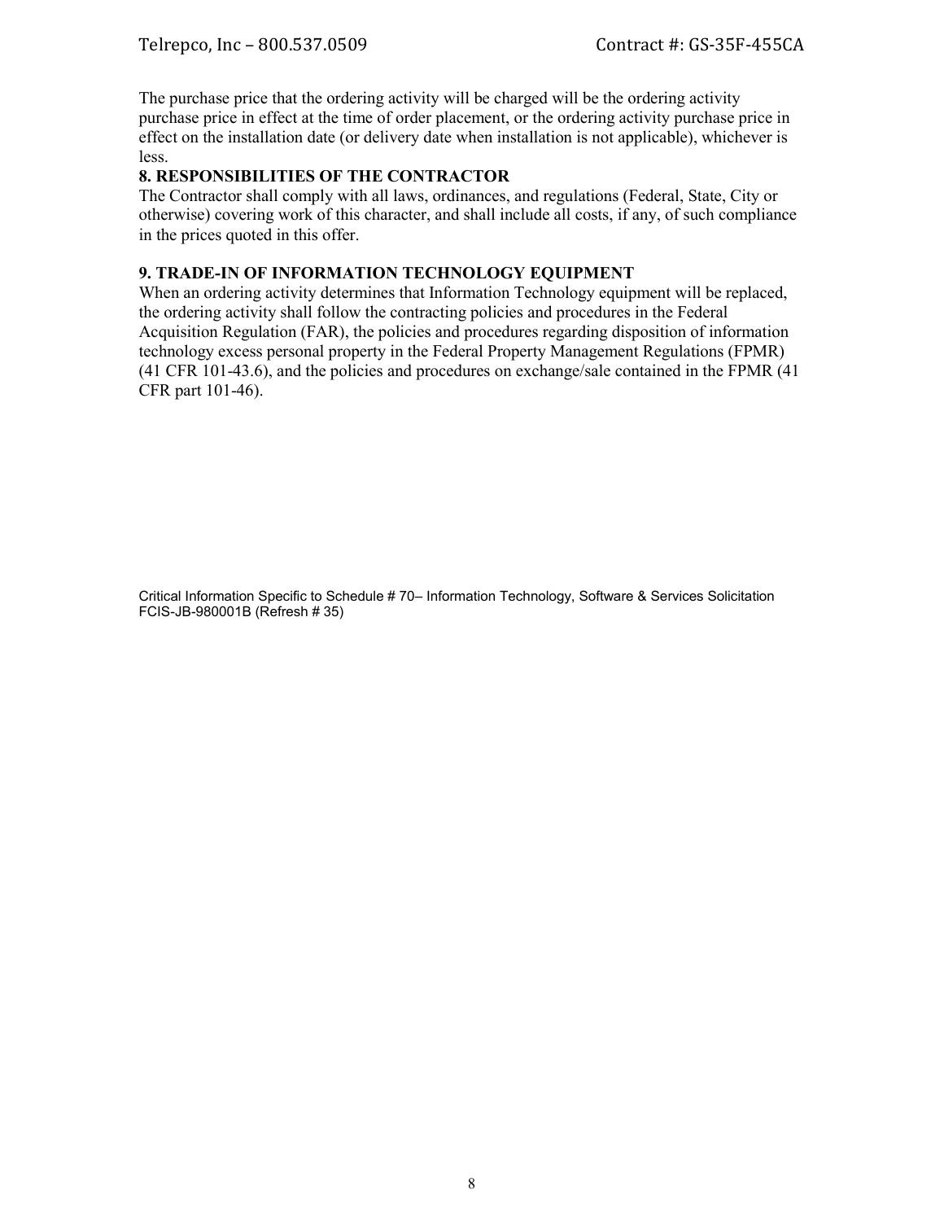The purchase price that the ordering activity will be charged will be the ordering activity purchase price in effect at the time of order placement, or the ordering activity purchase price in effect on the installation date (or delivery date when installation is not applicable), whichever is less.

**8. RESPONSIBILITIES OF THE CONTRACTOR**

The Contractor shall comply with all laws, ordinances, and regulations (Federal, State, City or otherwise) covering work of this character, and shall include all costs, if any, of such compliance in the prices quoted in this offer.

**9. TRADE-IN OF INFORMATION TECHNOLOGY EQUIPMENT**

When an ordering activity determines that Information Technology equipment will be replaced, the ordering activity shall follow the contracting policies and procedures in the Federal Acquisition Regulation (FAR), the policies and procedures regarding disposition of information technology excess personal property in the Federal Property Management Regulations (FPMR) (41 CFR 101-43.6), and the policies and procedures on exchange/sale contained in the FPMR (41 CFR part 101-46).